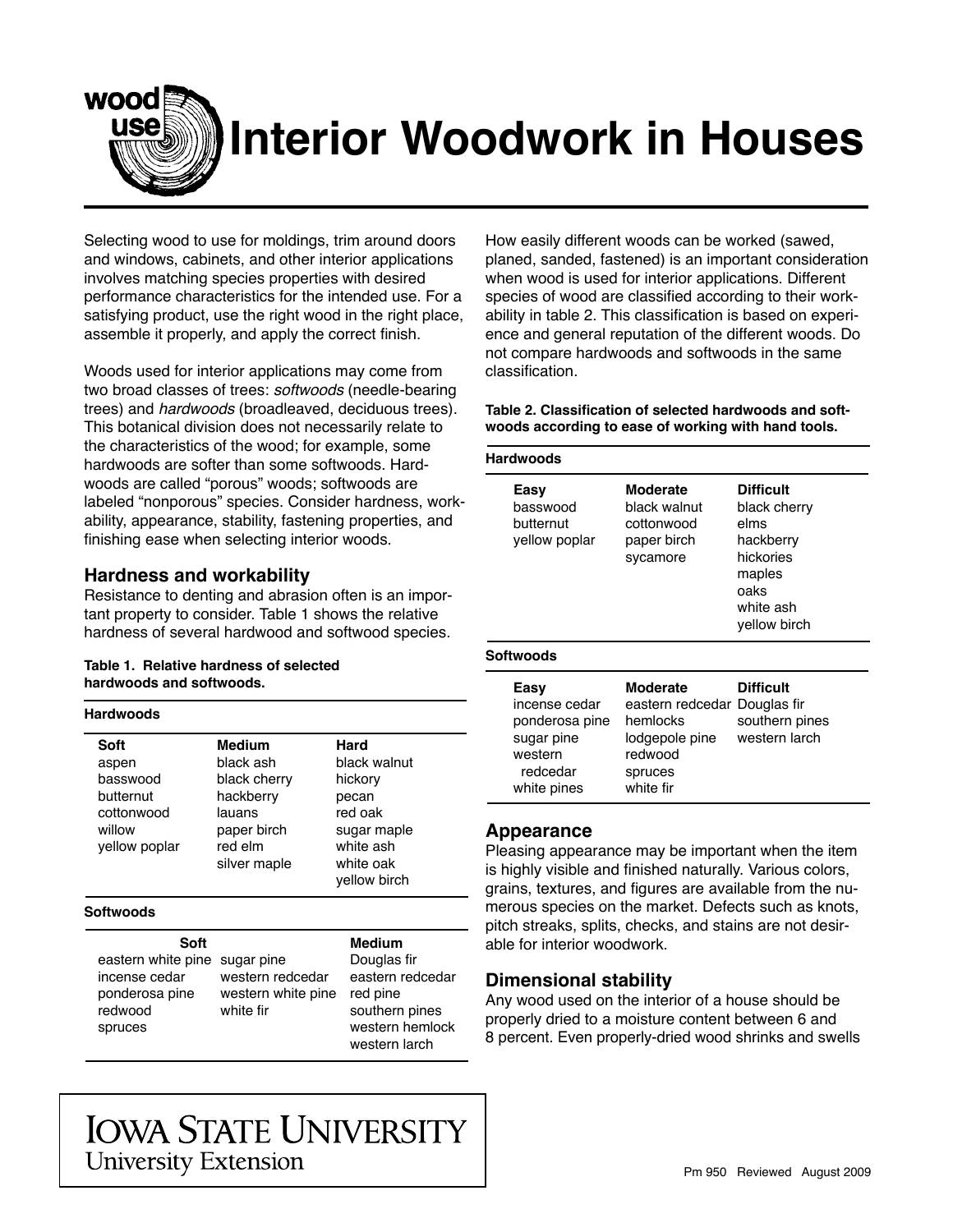# Interior Woodwork in Houses

Selecting wood to use for moldings, trim around doors and windows, cabinets, and other interior applications involves matching species properties with desired performance characteristics for the intended use. For a satisfying product, use the right wood in the right place, assemble it properly, and apply the correct finish.

Woods used for interior applications may come from two broad classes of trees: *softwoods* (needle-bearing trees) and *hardwoods* (broadleaved, deciduous trees). This botanical division does not necessarily relate to the characteristics of the wood; for example, some hardwoods are softer than some softwoods. Hardwoods are called "porous" woods; softwoods are labeled "nonporous" species. Consider hardness, workability, appearance, stability, fastening properties, and finishing ease when selecting interior woods.

## Hardness and workability

Resistance to denting and abrasion often is an important property to consider. Table 1 shows the relative hardness of several hardwood and softwood species.

**Table 1. Relative hardness of selected hardwoods and softwoods.**

**Hardwoods**

| Soft | Medium | Hard |
|---|---|---|
| aspen | black ash | black walnut |
| basswood | black cherry | hickory |
| butternut | hackberry | pecan |
| cottonwood | lauans | red oak |
| willow | paper birch | sugar maple |
| yellow poplar | red elm | white ash |
| | silver maple | white oak |
| | | yellow birch |

**Softwoods**

| Soft | | Medium |
|---|---|---|
| eastern white pine | sugar pine | Douglas fir |
| incense cedar | western redcedar | eastern redcedar |
| ponderosa pine | western white pine | red pine |
| redwood | white fir | southern pines |
| spruces | | western hemlock |
| | | western larch |

How easily different woods can be worked (sawed, planed, sanded, fastened) is an important consideration when wood is used for interior applications. Different species of wood are classified according to their workability in table 2. This classification is based on experience and general reputation of the different woods. Do not compare hardwoods and softwoods in the same classification.

**Table 2. Classification of selected hardwoods and softwoods according to ease of working with hand tools.**

**Hardwoods**

| Easy | Moderate | Difficult |
|---|---|---|
| basswood | black walnut | black cherry |
| butternut | cottonwood | elms |
| yellow poplar | paper birch | hackberry |
| | sycamore | hickories |
| | | maples |
| | | oaks |
| | | white ash |
| | | yellow birch |

**Softwoods**

| Easy | Moderate | Difficult |
|---|---|---|
| incense cedar | eastern redcedar | Douglas fir |
| ponderosa pine | hemlocks | southern pines |
| sugar pine | lodgepole pine | western larch |
| western redcedar | redwood | |
| white pines | spruces | |
| | white fir | |

## Appearance

Pleasing appearance may be important when the item is highly visible and finished naturally. Various colors, grains, textures, and figures are available from the numerous species on the market. Defects such as knots, pitch streaks, splits, checks, and stains are not desirable for interior woodwork.

## Dimensional stability

Any wood used on the interior of a house should be properly dried to a moisture content between 6 and 8 percent. Even properly-dried wood shrinks and swells

IOWA STATE UNIVERSITY
University Extension

Pm 950 Reviewed August 2009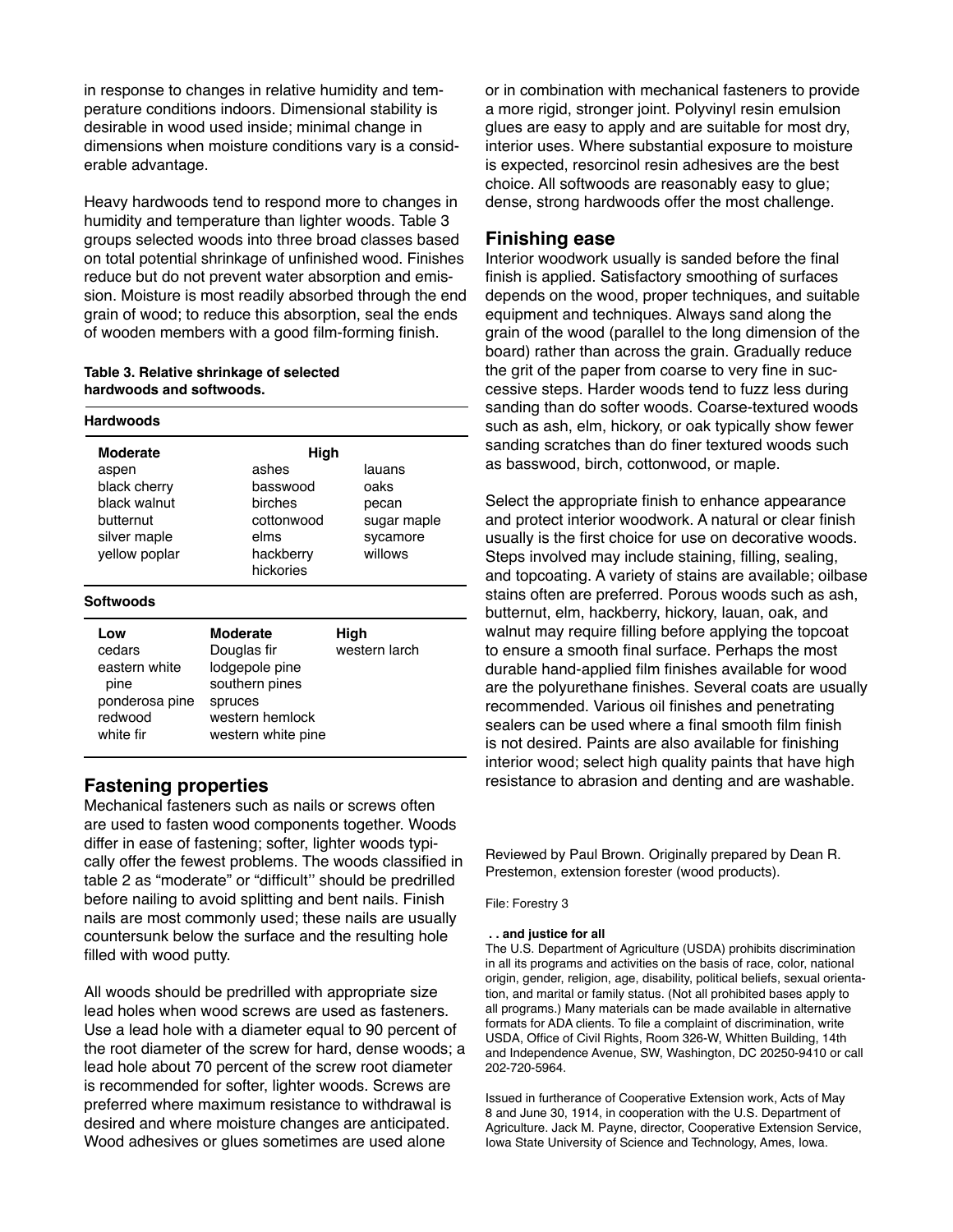in response to changes in relative humidity and temperature conditions indoors. Dimensional stability is desirable in wood used inside; minimal change in dimensions when moisture conditions vary is a considerable advantage.

Heavy hardwoods tend to respond more to changes in humidity and temperature than lighter woods. Table 3 groups selected woods into three broad classes based on total potential shrinkage of unfinished wood. Finishes reduce but do not prevent water absorption and emission. Moisture is most readily absorbed through the end grain of wood; to reduce this absorption, seal the ends of wooden members with a good film-forming finish.

**Table 3. Relative shrinkage of selected hardwoods and softwoods.**

**Hardwoods**

| Moderate | High | |
|---|---|---|
| aspen | ashes | lauans |
| black cherry | basswood | oaks |
| black walnut | birches | pecan |
| butternut | cottonwood | sugar maple |
| silver maple | elms | sycamore |
| yellow poplar | hackberry | willows |
| | hickories | |

**Softwoods**

| Low | Moderate | High |
|---|---|---|
| cedars | Douglas fir | western larch |
| eastern white pine | lodgepole pine | |
| ponderosa pine | southern pines | |
| redwood | spruces | |
| white fir | western hemlock | |
| | western white pine | |

## Fastening properties

Mechanical fasteners such as nails or screws often are used to fasten wood components together. Woods differ in ease of fastening; softer, lighter woods typically offer the fewest problems. The woods classified in table 2 as "moderate" or "difficult'' should be predrilled before nailing to avoid splitting and bent nails. Finish nails are most commonly used; these nails are usually countersunk below the surface and the resulting hole filled with wood putty.

All woods should be predrilled with appropriate size lead holes when wood screws are used as fasteners. Use a lead hole with a diameter equal to 90 percent of the root diameter of the screw for hard, dense woods; a lead hole about 70 percent of the screw root diameter is recommended for softer, lighter woods. Screws are preferred where maximum resistance to withdrawal is desired and where moisture changes are anticipated. Wood adhesives or glues sometimes are used alone or in combination with mechanical fasteners to provide a more rigid, stronger joint. Polyvinyl resin emulsion glues are easy to apply and are suitable for most dry, interior uses. Where substantial exposure to moisture is expected, resorcinol resin adhesives are the best choice. All softwoods are reasonably easy to glue; dense, strong hardwoods offer the most challenge.

## Finishing ease

Interior woodwork usually is sanded before the final finish is applied. Satisfactory smoothing of surfaces depends on the wood, proper techniques, and suitable equipment and techniques. Always sand along the grain of the wood (parallel to the long dimension of the board) rather than across the grain. Gradually reduce the grit of the paper from coarse to very fine in successive steps. Harder woods tend to fuzz less during sanding than do softer woods. Coarse-textured woods such as ash, elm, hickory, or oak typically show fewer sanding scratches than do finer textured woods such as basswood, birch, cottonwood, or maple.

Select the appropriate finish to enhance appearance and protect interior woodwork. A natural or clear finish usually is the first choice for use on decorative woods. Steps involved may include staining, filling, sealing, and topcoating. A variety of stains are available; oilbase stains often are preferred. Porous woods such as ash, butternut, elm, hackberry, hickory, lauan, oak, and walnut may require filling before applying the topcoat to ensure a smooth final surface. Perhaps the most durable hand-applied film finishes available for wood are the polyurethane finishes. Several coats are usually recommended. Various oil finishes and penetrating sealers can be used where a final smooth film finish is not desired. Paints are also available for finishing interior wood; select high quality paints that have high resistance to abrasion and denting and are washable.

Reviewed by Paul Brown. Originally prepared by Dean R. Prestemon, extension forester (wood products).

File: Forestry 3

**. . and justice for all**

The U.S. Department of Agriculture (USDA) prohibits discrimination in all its programs and activities on the basis of race, color, national origin, gender, religion, age, disability, political beliefs, sexual orientation, and marital or family status. (Not all prohibited bases apply to all programs.) Many materials can be made available in alternative formats for ADA clients. To file a complaint of discrimination, write USDA, Office of Civil Rights, Room 326-W, Whitten Building, 14th and Independence Avenue, SW, Washington, DC 20250-9410 or call 202-720-5964.

Issued in furtherance of Cooperative Extension work, Acts of May 8 and June 30, 1914, in cooperation with the U.S. Department of Agriculture. Jack M. Payne, director, Cooperative Extension Service, Iowa State University of Science and Technology, Ames, Iowa.